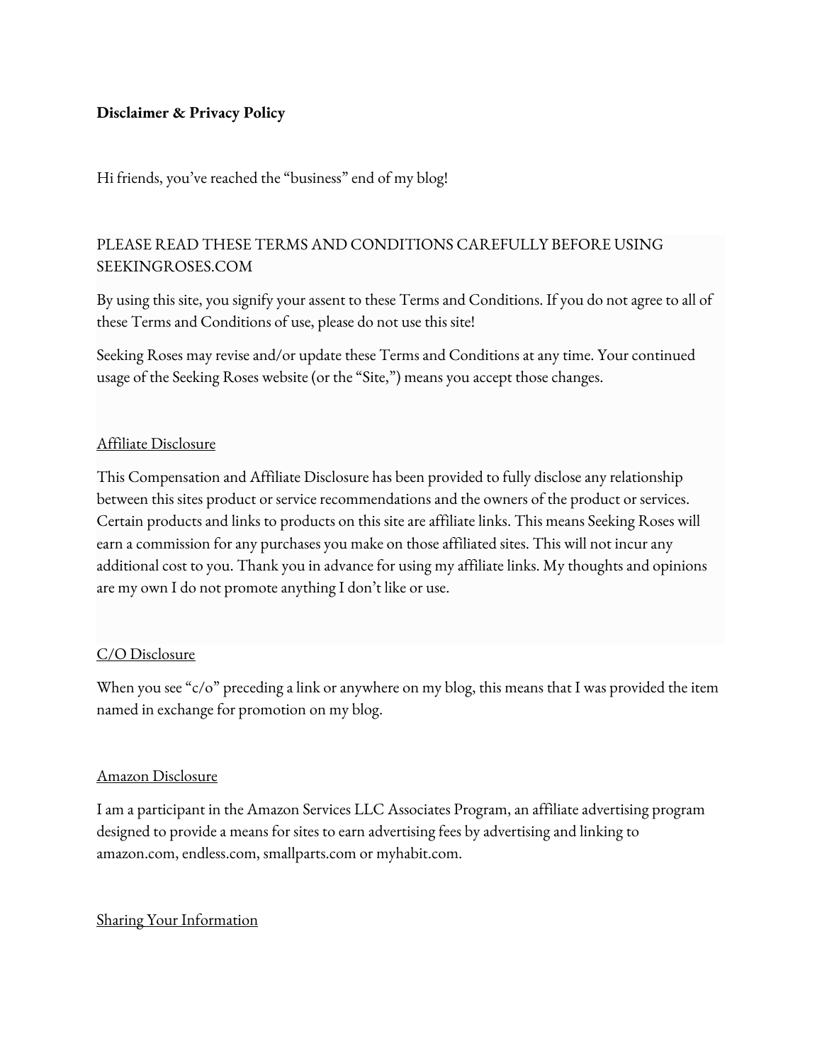**Disclaimer & Privacy Policy**

Hi friends, you've reached the "business" end of my blog!

PLEASE READ THESE TERMS AND CONDITIONS CAREFULLY BEFORE USING SEEKINGROSES.COM

By using this site, you signify your assent to these Terms and Conditions. If you do not agree to all of these Terms and Conditions of use, please do not use this site!

Seeking Roses may revise and/or update these Terms and Conditions at any time. Your continued usage of the Seeking Roses website (or the "Site,") means you accept those changes.

<u>Affiliate Disclosure</u>

This Compensation and Affiliate Disclosure has been provided to fully disclose any relationship between this sites product or service recommendations and the owners of the product or services. Certain products and links to products on this site are affiliate links. This means Seeking Roses will earn a commission for any purchases you make on those affiliated sites. This will not incur any additional cost to you. Thank you in advance for using my affiliate links. My thoughts and opinions are my own I do not promote anything I don't like or use.

<u>C/O Disclosure</u>

When you see "c/o" preceding a link or anywhere on my blog, this means that I was provided the item named in exchange for promotion on my blog.

<u>Amazon Disclosure</u>

I am a participant in the Amazon Services LLC Associates Program, an affiliate advertising program designed to provide a means for sites to earn advertising fees by advertising and linking to amazon.com, endless.com, smallparts.com or myhabit.com.

<u>Sharing Your Information</u>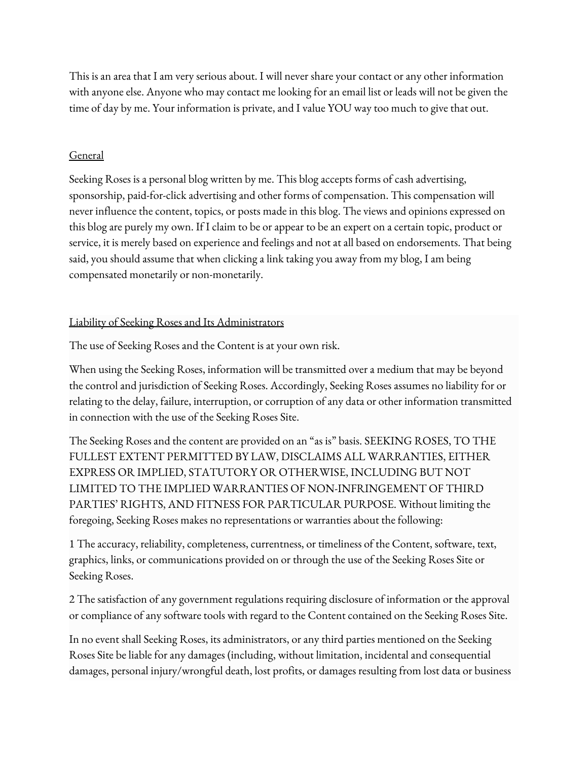This is an area that I am very serious about. I will never share your contact or any other information with anyone else. Anyone who may contact me looking for an email list or leads will not be given the time of day by me. Your information is private, and I value YOU way too much to give that out.

## General

Seeking Roses is a personal blog written by me. This blog accepts forms of cash advertising, sponsorship, paid-for-click advertising and other forms of compensation. This compensation will never influence the content, topics, or posts made in this blog. The views and opinions expressed on this blog are purely my own. If I claim to be or appear to be an expert on a certain topic, product or service, it is merely based on experience and feelings and not at all based on endorsements. That being said, you should assume that when clicking a link taking you away from my blog, I am being compensated monetarily or non-monetarily.

## Liability of Seeking Roses and Its Administrators

The use of Seeking Roses and the Content is at your own risk.

When using the Seeking Roses, information will be transmitted over a medium that may be beyond the control and jurisdiction of Seeking Roses. Accordingly, Seeking Roses assumes no liability for or relating to the delay, failure, interruption, or corruption of any data or other information transmitted in connection with the use of the Seeking Roses Site.

The Seeking Roses and the content are provided on an "as is" basis. SEEKING ROSES, TO THE FULLEST EXTENT PERMITTED BY LAW, DISCLAIMS ALL WARRANTIES, EITHER EXPRESS OR IMPLIED, STATUTORY OR OTHERWISE, INCLUDING BUT NOT LIMITED TO THE IMPLIED WARRANTIES OF NON-INFRINGEMENT OF THIRD PARTIES' RIGHTS, AND FITNESS FOR PARTICULAR PURPOSE. Without limiting the foregoing, Seeking Roses makes no representations or warranties about the following:

1 The accuracy, reliability, completeness, currentness, or timeliness of the Content, software, text, graphics, links, or communications provided on or through the use of the Seeking Roses Site or Seeking Roses.

2 The satisfaction of any government regulations requiring disclosure of information or the approval or compliance of any software tools with regard to the Content contained on the Seeking Roses Site.

In no event shall Seeking Roses, its administrators, or any third parties mentioned on the Seeking Roses Site be liable for any damages (including, without limitation, incidental and consequential damages, personal injury/wrongful death, lost profits, or damages resulting from lost data or business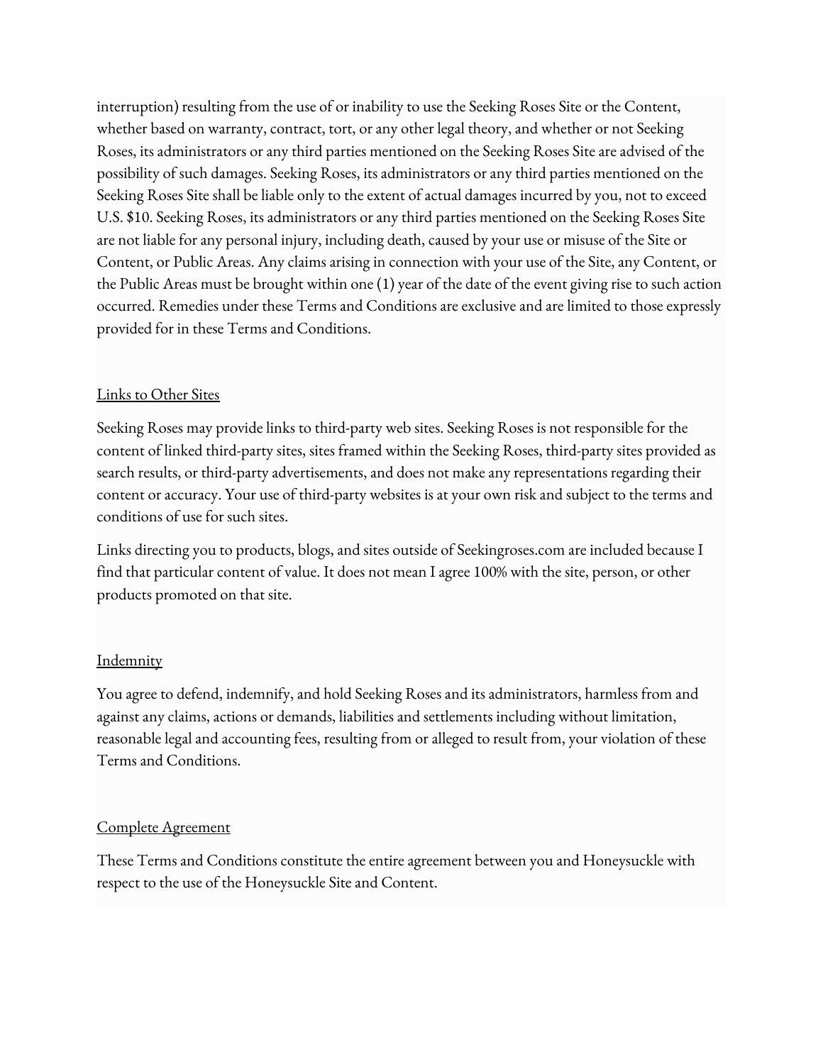interruption) resulting from the use of or inability to use the Seeking Roses Site or the Content, whether based on warranty, contract, tort, or any other legal theory, and whether or not Seeking Roses, its administrators or any third parties mentioned on the Seeking Roses Site are advised of the possibility of such damages. Seeking Roses, its administrators or any third parties mentioned on the Seeking Roses Site shall be liable only to the extent of actual damages incurred by you, not to exceed U.S. $10. Seeking Roses, its administrators or any third parties mentioned on the Seeking Roses Site are not liable for any personal injury, including death, caused by your use or misuse of the Site or Content, or Public Areas. Any claims arising in connection with your use of the Site, any Content, or the Public Areas must be brought within one (1) year of the date of the event giving rise to such action occurred. Remedies under these Terms and Conditions are exclusive and are limited to those expressly provided for in these Terms and Conditions.

## Links to Other Sites

Seeking Roses may provide links to third-party web sites. Seeking Roses is not responsible for the content of linked third-party sites, sites framed within the Seeking Roses, third-party sites provided as search results, or third-party advertisements, and does not make any representations regarding their content or accuracy. Your use of third-party websites is at your own risk and subject to the terms and conditions of use for such sites.

Links directing you to products, blogs, and sites outside of Seekingroses.com are included because I find that particular content of value. It does not mean I agree 100% with the site, person, or other products promoted on that site.

## Indemnity

You agree to defend, indemnify, and hold Seeking Roses and its administrators, harmless from and against any claims, actions or demands, liabilities and settlements including without limitation, reasonable legal and accounting fees, resulting from or alleged to result from, your violation of these Terms and Conditions.

## Complete Agreement

These Terms and Conditions constitute the entire agreement between you and Honeysuckle with respect to the use of the Honeysuckle Site and Content.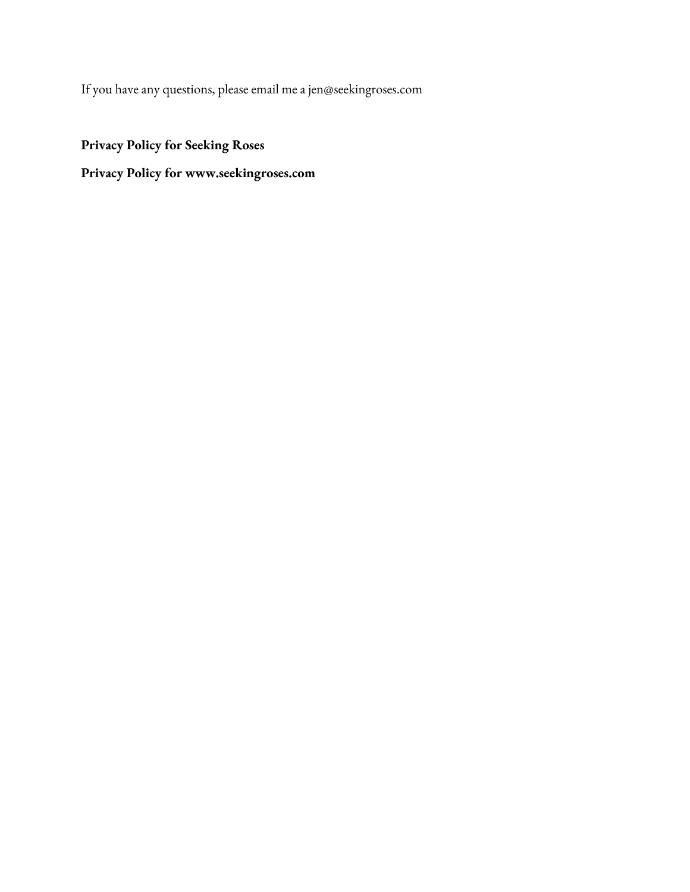If you have any questions, please email me a jen@seekingroses.com

**Privacy Policy for Seeking Roses**

**Privacy Policy for www.seekingroses.com**